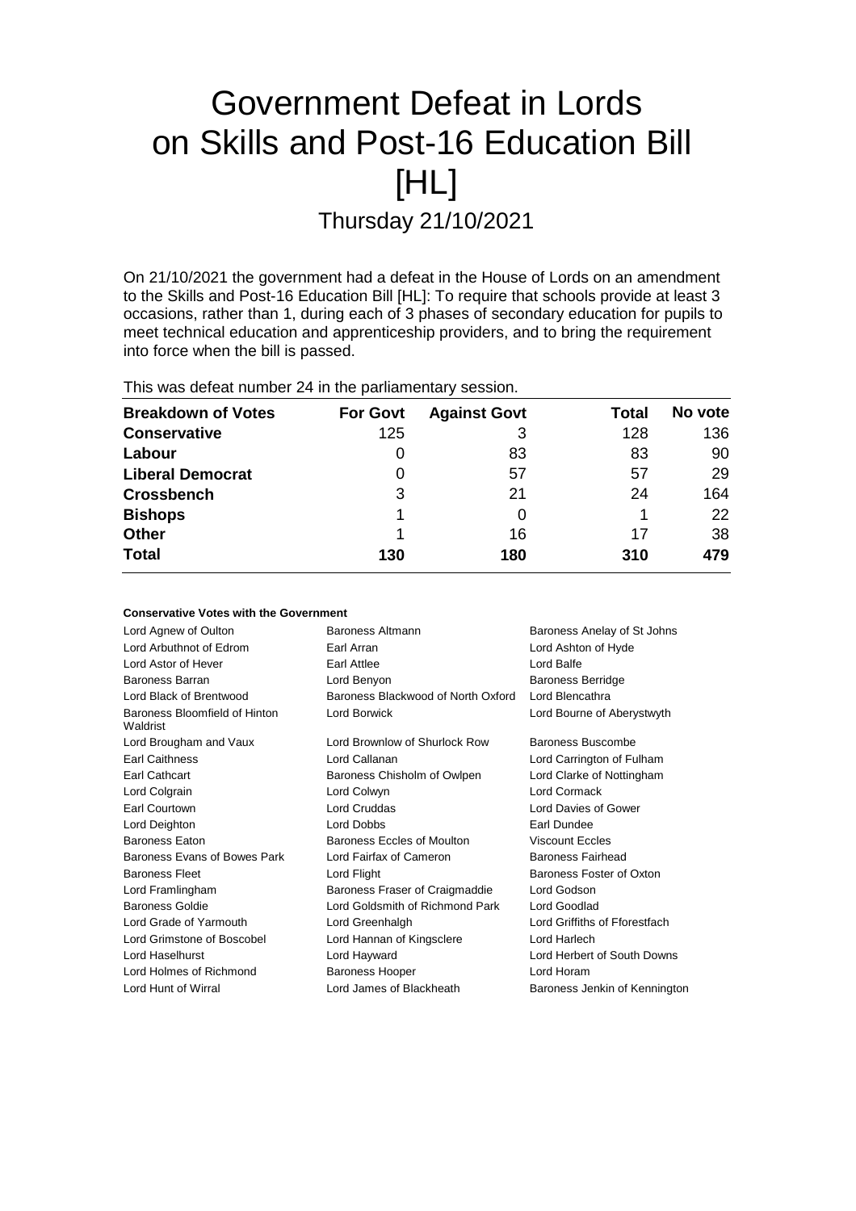# Government Defeat in Lords on Skills and Post-16 Education Bill [HL]

## Thursday 21/10/2021

On 21/10/2021 the government had a defeat in the House of Lords on an amendment to the Skills and Post-16 Education Bill [HL]: To require that schools provide at least 3 occasions, rather than 1, during each of 3 phases of secondary education for pupils to meet technical education and apprenticeship providers, and to bring the requirement into force when the bill is passed.

This was defeat number 24 in the parliamentary session.

| Breakdown of Votes | For Govt | Against Govt | Total | No vote |
|---|---|---|---|---|
| **Conservative** | 125 | 3 | 128 | 136 |
| **Labour** | 0 | 83 | 83 | 90 |
| **Liberal Democrat** | 0 | 57 | 57 | 29 |
| **Crossbench** | 3 | 21 | 24 | 164 |
| **Bishops** | 1 | 0 | 1 | 22 |
| **Other** | 1 | 16 | 17 | 38 |
| **Total** | **130** | **180** | **310** | **479** |

### Conservative Votes with the Government

| | | |
|---|---|---|
| Lord Agnew of Oulton | Baroness Altmann | Baroness Anelay of St Johns |
| Lord Arbuthnot of Edrom | Earl Arran | Lord Ashton of Hyde |
| Lord Astor of Hever | Earl Attlee | Lord Balfe |
| Baroness Barran | Lord Benyon | Baroness Berridge |
| Lord Black of Brentwood | Baroness Blackwood of North Oxford | Lord Blencathra |
| Baroness Bloomfield of Hinton Waldrist | Lord Borwick | Lord Bourne of Aberystwyth |
| Lord Brougham and Vaux | Lord Brownlow of Shurlock Row | Baroness Buscombe |
| Earl Caithness | Lord Callanan | Lord Carrington of Fulham |
| Earl Cathcart | Baroness Chisholm of Owlpen | Lord Clarke of Nottingham |
| Lord Colgrain | Lord Colwyn | Lord Cormack |
| Earl Courtown | Lord Cruddas | Lord Davies of Gower |
| Lord Deighton | Lord Dobbs | Earl Dundee |
| Baroness Eaton | Baroness Eccles of Moulton | Viscount Eccles |
| Baroness Evans of Bowes Park | Lord Fairfax of Cameron | Baroness Fairhead |
| Baroness Fleet | Lord Flight | Baroness Foster of Oxton |
| Lord Framlingham | Baroness Fraser of Craigmaddie | Lord Godson |
| Baroness Goldie | Lord Goldsmith of Richmond Park | Lord Goodlad |
| Lord Grade of Yarmouth | Lord Greenhalgh | Lord Griffiths of Fforestfach |
| Lord Grimstone of Boscobel | Lord Hannan of Kingsclere | Lord Harlech |
| Lord Haselhurst | Lord Hayward | Lord Herbert of South Downs |
| Lord Holmes of Richmond | Baroness Hooper | Lord Horam |
| Lord Hunt of Wirral | Lord James of Blackheath | Baroness Jenkin of Kennington |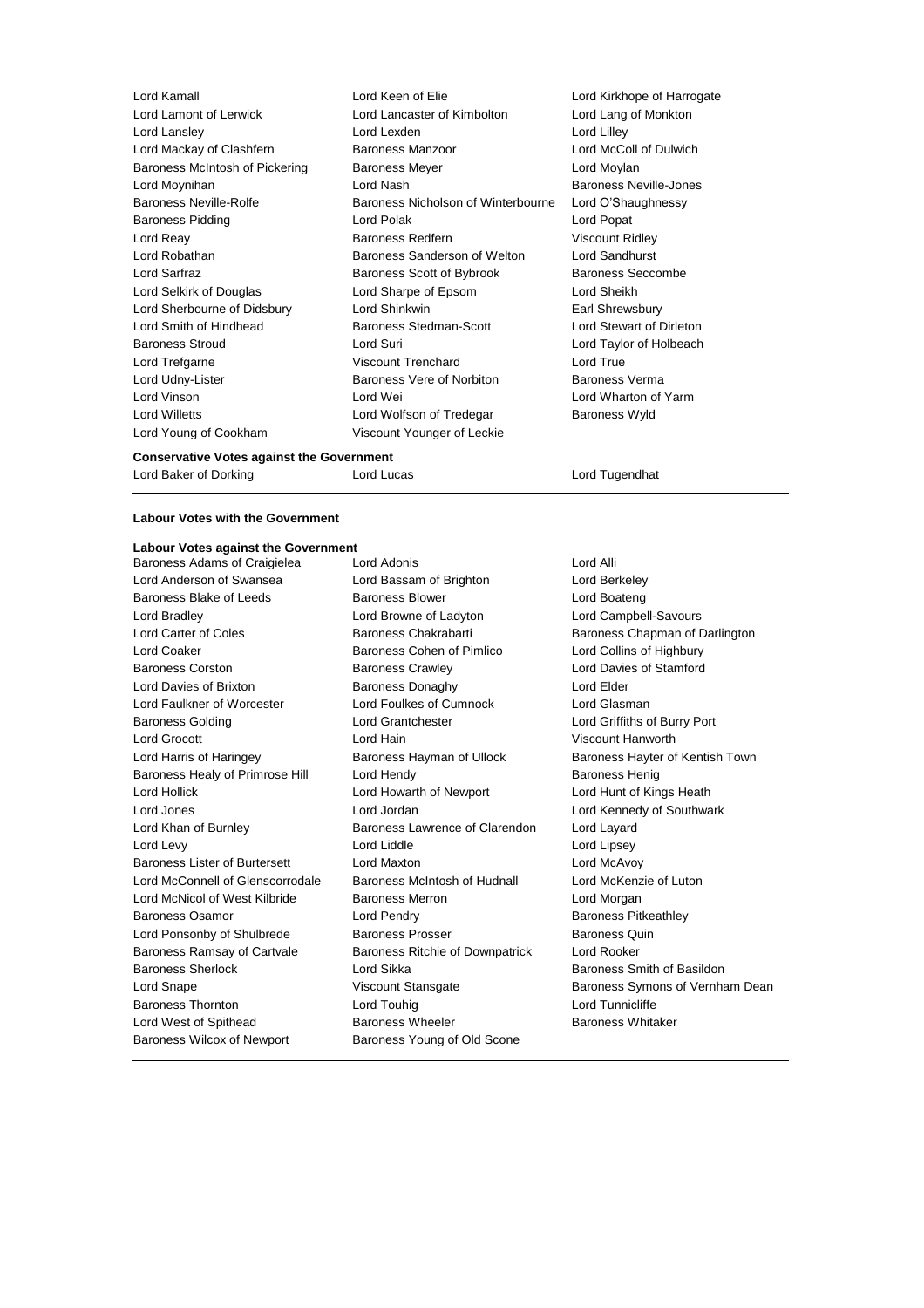Lord Kamall
Lord Keen of Elie
Lord Kirkhope of Harrogate
Lord Lamont of Lerwick
Lord Lancaster of Kimbolton
Lord Lang of Monkton
Lord Lansley
Lord Lexden
Lord Lilley
Lord Mackay of Clashfern
Baroness Manzoor
Lord McColl of Dulwich
Baroness McIntosh of Pickering
Baroness Meyer
Lord Moylan
Lord Moynihan
Lord Nash
Baroness Neville-Jones
Baroness Neville-Rolfe
Baroness Nicholson of Winterbourne
Lord O'Shaughnessy
Baroness Pidding
Lord Polak
Lord Popat
Lord Reay
Baroness Redfern
Viscount Ridley
Lord Robathan
Baroness Sanderson of Welton
Lord Sandhurst
Lord Sarfraz
Baroness Scott of Bybrook
Baroness Seccombe
Lord Selkirk of Douglas
Lord Sharpe of Epsom
Lord Sheikh
Lord Sherbourne of Didsbury
Lord Shinkwin
Earl Shrewsbury
Lord Smith of Hindhead
Baroness Stedman-Scott
Lord Stewart of Dirleton
Baroness Stroud
Lord Suri
Lord Taylor of Holbeach
Lord Trefgarne
Viscount Trenchard
Lord True
Lord Udny-Lister
Baroness Vere of Norbiton
Baroness Verma
Lord Vinson
Lord Wei
Lord Wharton of Yarm
Lord Willetts
Lord Wolfson of Tredegar
Baroness Wyld
Lord Young of Cookham
Viscount Younger of Leckie

**Conservative Votes against the Government**

Lord Baker of Dorking
Lord Lucas
Lord Tugendhat

**Labour Votes with the Government**

**Labour Votes against the Government**

Baroness Adams of Craigielea
Lord Adonis
Lord Alli
Lord Anderson of Swansea
Lord Bassam of Brighton
Lord Berkeley
Baroness Blake of Leeds
Baroness Blower
Lord Boateng
Lord Bradley
Lord Browne of Ladyton
Lord Campbell-Savours
Lord Carter of Coles
Baroness Chakrabarti
Baroness Chapman of Darlington
Lord Coaker
Baroness Cohen of Pimlico
Lord Collins of Highbury
Baroness Corston
Baroness Crawley
Lord Davies of Stamford
Lord Davies of Brixton
Baroness Donaghy
Lord Elder
Lord Faulkner of Worcester
Lord Foulkes of Cumnock
Lord Glasman
Baroness Golding
Lord Grantchester
Lord Griffiths of Burry Port
Lord Grocott
Lord Hain
Viscount Hanworth
Lord Harris of Haringey
Baroness Hayman of Ullock
Baroness Hayter of Kentish Town
Baroness Healy of Primrose Hill
Lord Hendy
Baroness Henig
Lord Hollick
Lord Howarth of Newport
Lord Hunt of Kings Heath
Lord Jones
Lord Jordan
Lord Kennedy of Southwark
Lord Khan of Burnley
Baroness Lawrence of Clarendon
Lord Layard
Lord Levy
Lord Liddle
Lord Lipsey
Baroness Lister of Burtersett
Lord Maxton
Lord McAvoy
Lord McConnell of Glenscorrodale
Baroness McIntosh of Hudnall
Lord McKenzie of Luton
Lord McNicol of West Kilbride
Baroness Merron
Lord Morgan
Baroness Osamor
Lord Pendry
Baroness Pitkeathley
Lord Ponsonby of Shulbrede
Baroness Prosser
Baroness Quin
Baroness Ramsay of Cartvale
Baroness Ritchie of Downpatrick
Lord Rooker
Baroness Sherlock
Lord Sikka
Baroness Smith of Basildon
Lord Snape
Viscount Stansgate
Baroness Symons of Vernham Dean
Baroness Thornton
Lord Touhig
Lord Tunnicliffe
Lord West of Spithead
Baroness Wheeler
Baroness Whitaker
Baroness Wilcox of Newport
Baroness Young of Old Scone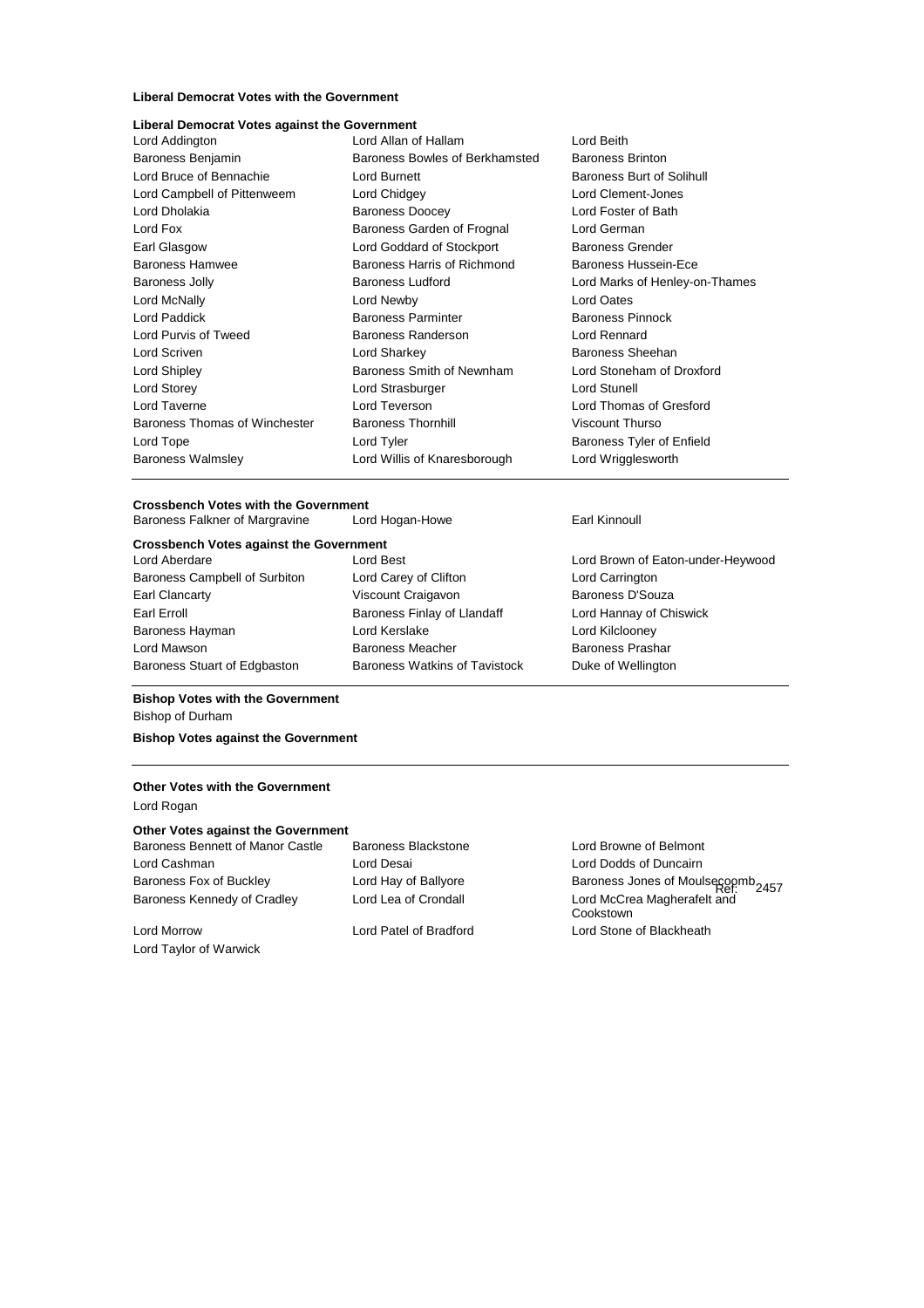**Liberal Democrat Votes with the Government**

**Liberal Democrat Votes against the Government**

| | | |
|---|---|---|
| Lord Addington | Lord Allan of Hallam | Lord Beith |
| Baroness Benjamin | Baroness Bowles of Berkhamsted | Baroness Brinton |
| Lord Bruce of Bennachie | Lord Burnett | Baroness Burt of Solihull |
| Lord Campbell of Pittenweem | Lord Chidgey | Lord Clement-Jones |
| Lord Dholakia | Baroness Doocey | Lord Foster of Bath |
| Lord Fox | Baroness Garden of Frognal | Lord German |
| Earl Glasgow | Lord Goddard of Stockport | Baroness Grender |
| Baroness Hamwee | Baroness Harris of Richmond | Baroness Hussein-Ece |
| Baroness Jolly | Baroness Ludford | Lord Marks of Henley-on-Thames |
| Lord McNally | Lord Newby | Lord Oates |
| Lord Paddick | Baroness Parminter | Baroness Pinnock |
| Lord Purvis of Tweed | Baroness Randerson | Lord Rennard |
| Lord Scriven | Lord Sharkey | Baroness Sheehan |
| Lord Shipley | Baroness Smith of Newnham | Lord Stoneham of Droxford |
| Lord Storey | Lord Strasburger | Lord Stunell |
| Lord Taverne | Lord Teverson | Lord Thomas of Gresford |
| Baroness Thomas of Winchester | Baroness Thornhill | Viscount Thurso |
| Lord Tope | Lord Tyler | Baroness Tyler of Enfield |
| Baroness Walmsley | Lord Willis of Knaresborough | Lord Wrigglesworth |

**Crossbench Votes with the Government**

| | | |
|---|---|---|
| Baroness Falkner of Margravine | Lord Hogan-Howe | Earl Kinnoull |

**Crossbench Votes against the Government**

| | | |
|---|---|---|
| Lord Aberdare | Lord Best | Lord Brown of Eaton-under-Heywood |
| Baroness Campbell of Surbiton | Lord Carey of Clifton | Lord Carrington |
| Earl Clancarty | Viscount Craigavon | Baroness D'Souza |
| Earl Erroll | Baroness Finlay of Llandaff | Lord Hannay of Chiswick |
| Baroness Hayman | Lord Kerslake | Lord Kilclooney |
| Lord Mawson | Baroness Meacher | Baroness Prashar |
| Baroness Stuart of Edgbaston | Baroness Watkins of Tavistock | Duke of Wellington |

**Bishop Votes with the Government**

Bishop of Durham

**Bishop Votes against the Government**

**Other Votes with the Government**

Lord Rogan

**Other Votes against the Government**

| | | |
|---|---|---|
| Baroness Bennett of Manor Castle | Baroness Blackstone | Lord Browne of Belmont |
| Lord Cashman | Lord Desai | Lord Dodds of Duncairn |
| Baroness Fox of Buckley | Lord Hay of Ballyore | Baroness Jones of Moulsecoomb |
| Baroness Kennedy of Cradley | Lord Lea of Crondall | Lord McCrea Magherafelt and Cookstown |
| Lord Morrow | Lord Patel of Bradford | Lord Stone of Blackheath |
| Lord Taylor of Warwick | | |

Ref: 2457